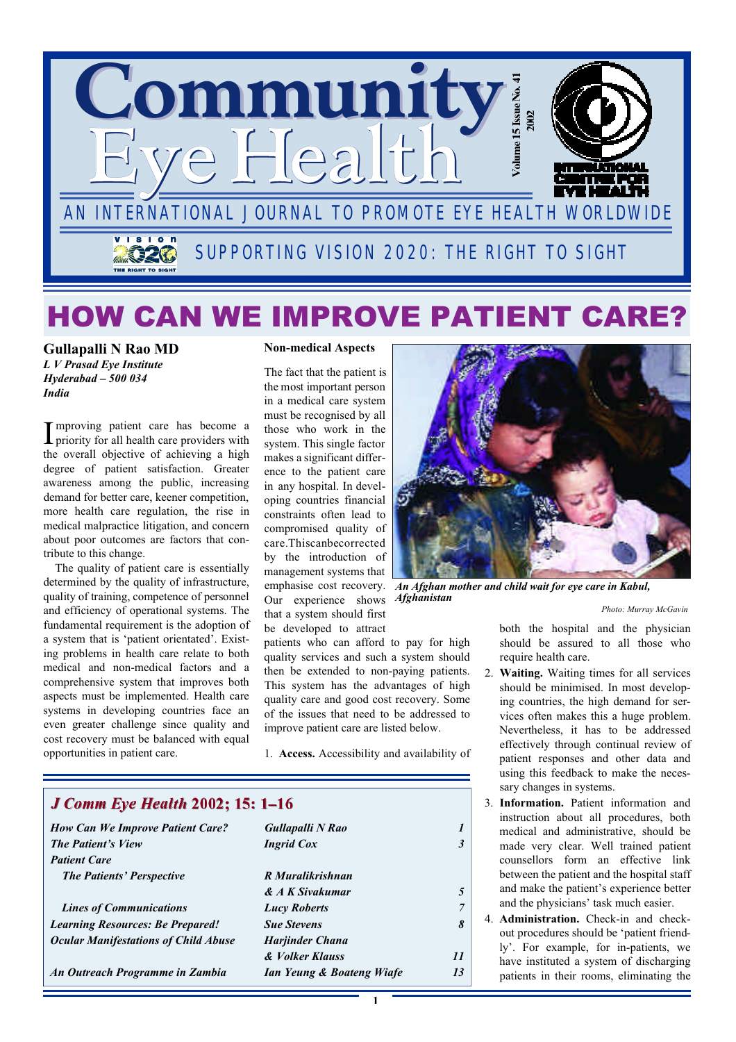# Community Eye Health

AN INTERNATIONAL JOURNAL TO PROMOTE EYE HEALTH WORLDWIDE

SUPPORTING VISION 2020: THE RIGHT TO SIGHT

Volume 15 Issue No. 41 2002

INTERNATIONAL CENTRE FOR EYE HEALTH

# HOW CAN WE IMPROVE PATIENT CARE?

**Gullapalli N Rao MD**
*L V Prasad Eye Institute*
*Hyderabad – 500 034*
*India*

Improving patient care has become a priority for all health care providers with the overall objective of achieving a high degree of patient satisfaction. Greater awareness among the public, increasing demand for better care, keener competition, more health care regulation, the rise in medical malpractice litigation, and concern about poor outcomes are factors that contribute to this change.

The quality of patient care is essentially determined by the quality of infrastructure, quality of training, competence of personnel and efficiency of operational systems. The fundamental requirement is the adoption of a system that is 'patient orientated'. Existing problems in health care relate to both medical and non-medical factors and a comprehensive system that improves both aspects must be implemented. Health care systems in developing countries face an even greater challenge since quality and cost recovery must be balanced with equal opportunities in patient care.

## Non-medical Aspects

The fact that the patient is the most important person in a medical care system must be recognised by all those who work in the system. This single factor makes a significant difference to the patient care in any hospital. In developing countries financial constraints often lead to compromised quality of care. This can be corrected by the introduction of management systems that emphasise cost recovery. Our experience shows that a system should first be developed to attract patients who can afford to pay for high quality services and such a system should then be extended to non-paying patients. This system has the advantages of high quality care and good cost recovery. Some of the issues that need to be addressed to improve patient care are listed below.

*An Afghan mother and child wait for eye care in Kabul, Afghanistan*

*Photo: Murray McGavin*

1. **Access.** Accessibility and availability of both the hospital and the physician should be assured to all those who require health care.
2. **Waiting.** Waiting times for all services should be minimised. In most developing countries, the high demand for services often makes this a huge problem. Nevertheless, it has to be addressed effectively through continual review of patient responses and other data and using this feedback to make the necessary changes in systems.
3. **Information.** Patient information and instruction about all procedures, both medical and administrative, should be made very clear. Well trained patient counsellors form an effective link between the patient and the hospital staff and make the patient's experience better and the physicians' task much easier.
4. **Administration.** Check-in and check-out procedures should be 'patient friendly'. For example, for in-patients, we have instituted a system of discharging patients in their rooms, eliminating the

## *J Comm Eye Health* 2002; 15: 1–16

| | | |
|---|---|---|
| *How Can We Improve Patient Care?* | *Gullapalli N Rao* | *1* |
| *The Patient's View* | *Ingrid Cox* | *3* |
| *Patient Care* | | |
| *The Patients' Perspective* | *R Muralikrishnan & A K Sivakumar* | *5* |
| *Lines of Communications* | *Lucy Roberts* | *7* |
| *Learning Resources: Be Prepared!* | *Sue Stevens* | *8* |
| *Ocular Manifestations of Child Abuse* | *Harjinder Chana & Volker Klauss* | *11* |
| *An Outreach Programme in Zambia* | *Ian Yeung & Boateng Wiafe* | *13* |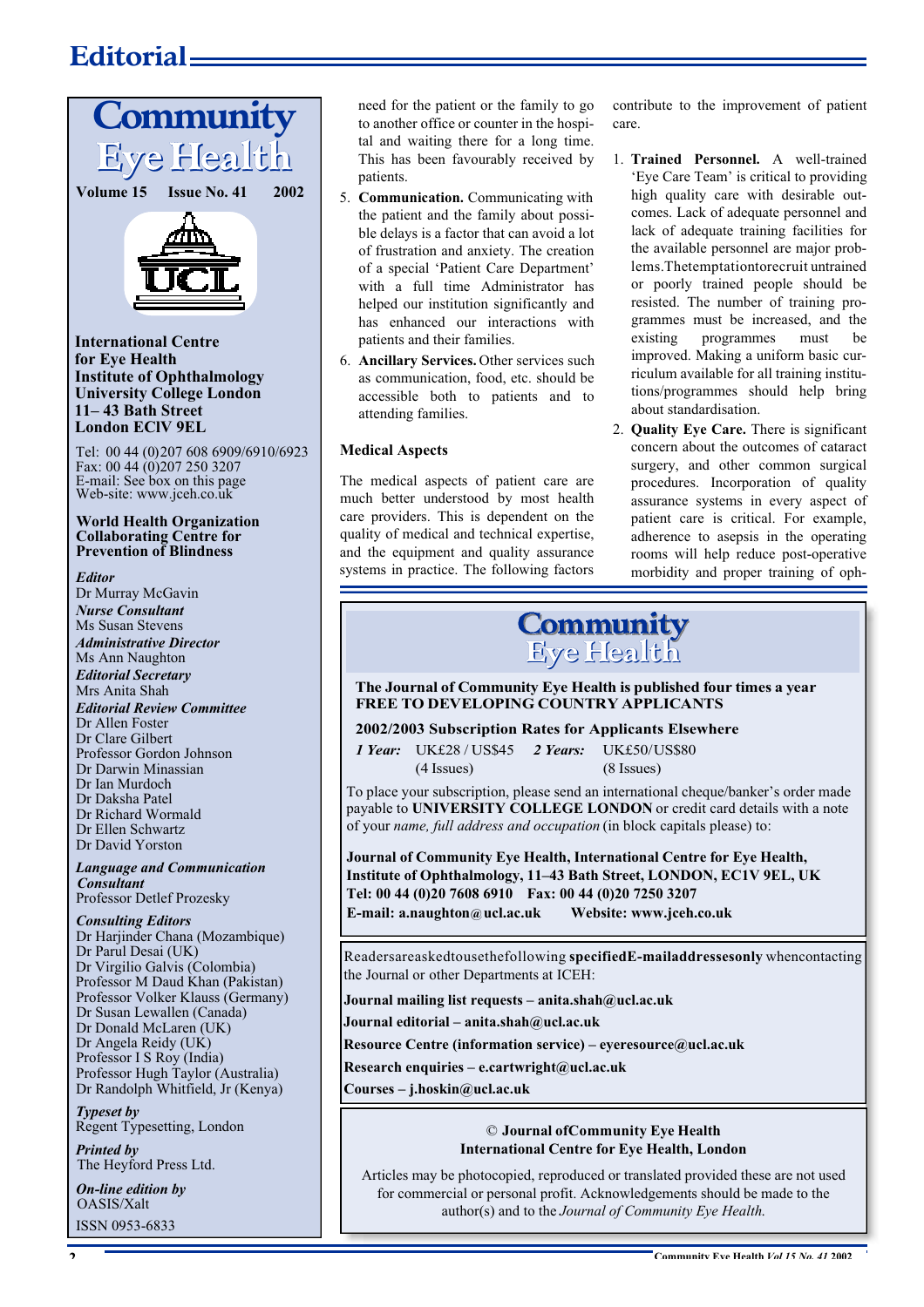# Editorial

# Community Eye Health

**Volume 15 Issue No. 41 2002**

**International Centre for Eye Health**
**Institute of Ophthalmology**
**University College London**
**11– 43 Bath Street**
**London ECIV 9EL**

Tel: 00 44 (0)207 608 6909/6910/6923
Fax: 00 44 (0)207 250 3207
E-mail: See box on this page
Web-site: www.jceh.co.uk

**World Health Organization Collaborating Centre for Prevention of Blindness**

***Editor***
Dr Murray McGavin

***Nurse Consultant***
Ms Susan Stevens

***Administrative Director***
Ms Ann Naughton

***Editorial Secretary***
Mrs Anita Shah

***Editorial Review Committee***
Dr Allen Foster
Dr Clare Gilbert
Professor Gordon Johnson
Dr Darwin Minassian
Dr Ian Murdoch
Dr Daksha Patel
Dr Richard Wormald
Dr Ellen Schwartz
Dr David Yorston

***Language and Communication Consultant***
Professor Detlef Prozesky

***Consulting Editors***
Dr Harjinder Chana (Mozambique)
Dr Parul Desai (UK)
Dr Virgilio Galvis (Colombia)
Professor M Daud Khan (Pakistan)
Professor Volker Klauss (Germany)
Dr Susan Lewallen (Canada)
Dr Donald McLaren (UK)
Dr Angela Reidy (UK)
Professor I S Roy (India)
Professor Hugh Taylor (Australia)
Dr Randolph Whitfield, Jr (Kenya)

***Typeset by***
Regent Typesetting, London

***Printed by***
The Heyford Press Ltd.

***On-line edition by***
OASIS/Xalt

ISSN 0953-6833

need for the patient or the family to go to another office or counter in the hospital and waiting there for a long time. This has been favourably received by patients.

5. **Communication.** Communicating with the patient and the family about possible delays is a factor that can avoid a lot of frustration and anxiety. The creation of a special 'Patient Care Department' with a full time Administrator has helped our institution significantly and has enhanced our interactions with patients and their families.
6. **Ancillary Services.** Other services such as communication, food, etc. should be accessible both to patients and to attending families.

### Medical Aspects

The medical aspects of patient care are much better understood by most health care providers. This is dependent on the quality of medical and technical expertise, and the equipment and quality assurance systems in practice. The following factors contribute to the improvement of patient care.

1. **Trained Personnel.** A well-trained 'Eye Care Team' is critical to providing high quality care with desirable outcomes. Lack of adequate personnel and lack of adequate training facilities for the available personnel are major problems. The temptation to recruit untrained or poorly trained people should be resisted. The number of training programmes must be increased, and the existing programmes must be improved. Making a uniform basic curriculum available for all training institutions/programmes should help bring about standardisation.
2. **Quality Eye Care.** There is significant concern about the outcomes of cataract surgery, and other common surgical procedures. Incorporation of quality assurance systems in every aspect of patient care is critical. For example, adherence to asepsis in the operating rooms will help reduce post-operative morbidity and proper training of oph-

---

**Community Eye Health**

**The Journal of Community Eye Health is published four times a year FREE TO DEVELOPING COUNTRY APPLICANTS**

**2002/2003 Subscription Rates for Applicants Elsewhere**

***1 Year:*** UK£28 / US$45 (4 Issues) ***2 Years:*** UK£50/US$80 (8 Issues)

To place your subscription, please send an international cheque/banker's order made payable to **UNIVERSITY COLLEGE LONDON** or credit card details with a note of your *name, full address and occupation* (in block capitals please) to:

**Journal of Community Eye Health, International Centre for Eye Health, Institute of Ophthalmology, 11–43 Bath Street, LONDON, EC1V 9EL, UK**
**Tel: 00 44 (0)20 7608 6910 Fax: 00 44 (0)20 7250 3207**
**E-mail: a.naughton@ucl.ac.uk Website: www.jceh.co.uk**

---

Readers are asked to use the following **specified E-mail addresses only** when contacting the Journal or other Departments at ICEH:

**Journal mailing list requests – anita.shah@ucl.ac.uk**
**Journal editorial – anita.shah@ucl.ac.uk**
**Resource Centre (information service) – eyeresource@ucl.ac.uk**
**Research enquiries – e.cartwright@ucl.ac.uk**
**Courses – j.hoskin@ucl.ac.uk**

---

© **Journal of Community Eye Health**
**International Centre for Eye Health, London**

Articles may be photocopied, reproduced or translated provided these are not used for commercial or personal profit. Acknowledgements should be made to the author(s) and to the *Journal of Community Eye Health.*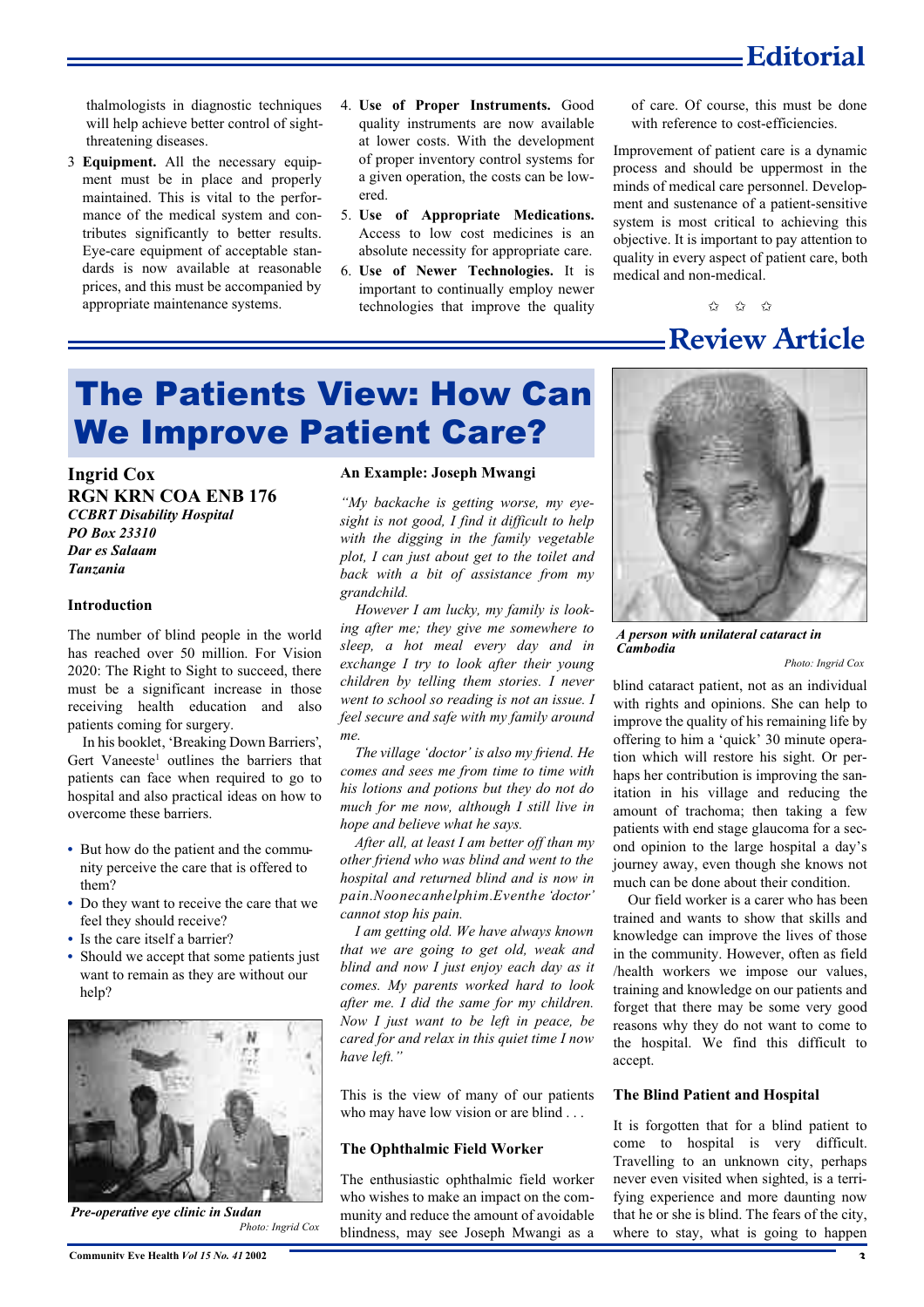# Editorial

thalmologists in diagnostic techniques will help achieve better control of sight-threatening diseases.

3 **Equipment.** All the necessary equipment must be in place and properly maintained. This is vital to the performance of the medical system and contributes significantly to better results. Eye-care equipment of acceptable standards is now available at reasonable prices, and this must be accompanied by appropriate maintenance systems.

4. **Use of Proper Instruments.** Good quality instruments are now available at lower costs. With the development of proper inventory control systems for a given operation, the costs can be lowered.

5. **Use of Appropriate Medications.** Access to low cost medicines is an absolute necessity for appropriate care.

6. **Use of Newer Technologies.** It is important to continually employ newer technologies that improve the quality of care. Of course, this must be done with reference to cost-efficiencies.

Improvement of patient care is a dynamic process and should be uppermost in the minds of medical care personnel. Development and sustenance of a patient-sensitive system is most critical to achieving this objective. It is important to pay attention to quality in every aspect of patient care, both medical and non-medical.

☆ ☆ ☆

# Review Article

# The Patients View: How Can We Improve Patient Care?

**Ingrid Cox**
**RGN KRN COA ENB 176**
***CCBRT Disability Hospital***
***PO Box 23310***
***Dar es Salaam***
***Tanzania***

### Introduction

The number of blind people in the world has reached over 50 million. For Vision 2020: The Right to Sight to succeed, there must be a significant increase in those receiving health education and also patients coming for surgery.

In his booklet, 'Breaking Down Barriers', Gert Vaneeste[1] outlines the barriers that patients can face when required to go to hospital and also practical ideas on how to overcome these barriers.

- But how do the patient and the community perceive the care that is offered to them?
- Do they want to receive the care that we feel they should receive?
- Is the care itself a barrier?
- Should we accept that some patients just want to remain as they are without our help?

***Pre-operative eye clinic in Sudan***
*Photo: Ingrid Cox*

### An Example: Joseph Mwangi

*"My backache is getting worse, my eyesight is not good, I find it difficult to help with the digging in the family vegetable plot, I can just about get to the toilet and back with a bit of assistance from my grandchild.*

*However I am lucky, my family is looking after me; they give me somewhere to sleep, a hot meal every day and in exchange I try to look after their young children by telling them stories. I never went to school so reading is not an issue. I feel secure and safe with my family around me.*

*The village 'doctor' is also my friend. He comes and sees me from time to time with his lotions and potions but they do not do much for me now, although I still live in hope and believe what he says.*

*After all, at least I am better off than my other friend who was blind and went to the hospital and returned blind and is now in pain. No one can help him. Even the 'doctor' cannot stop his pain.*

*I am getting old. We have always known that we are going to get old, weak and blind and now I just enjoy each day as it comes. My parents worked hard to look after me. I did the same for my children. Now I just want to be left in peace, be cared for and relax in this quiet time I now have left."*

This is the view of many of our patients who may have low vision or are blind . . .

### The Ophthalmic Field Worker

The enthusiastic ophthalmic field worker who wishes to make an impact on the community and reduce the amount of avoidable blindness, may see Joseph Mwangi as a blind cataract patient, not as an individual with rights and opinions. She can help to improve the quality of his remaining life by offering to him a 'quick' 30 minute operation which will restore his sight. Or perhaps her contribution is improving the sanitation in his village and reducing the amount of trachoma; then taking a few patients with end stage glaucoma for a second opinion to the large hospital a day's journey away, even though she knows not much can be done about their condition.

***A person with unilateral cataract in Cambodia***
*Photo: Ingrid Cox*

Our field worker is a carer who has been trained and wants to show that skills and knowledge can improve the lives of those in the community. However, often as field /health workers we impose our values, training and knowledge on our patients and forget that there may be some very good reasons why they do not want to come to the hospital. We find this difficult to accept.

### The Blind Patient and Hospital

It is forgotten that for a blind patient to come to hospital is very difficult. Travelling to an unknown city, perhaps never even visited when sighted, is a terrifying experience and more daunting now that he or she is blind. The fears of the city, where to stay, what is going to happen